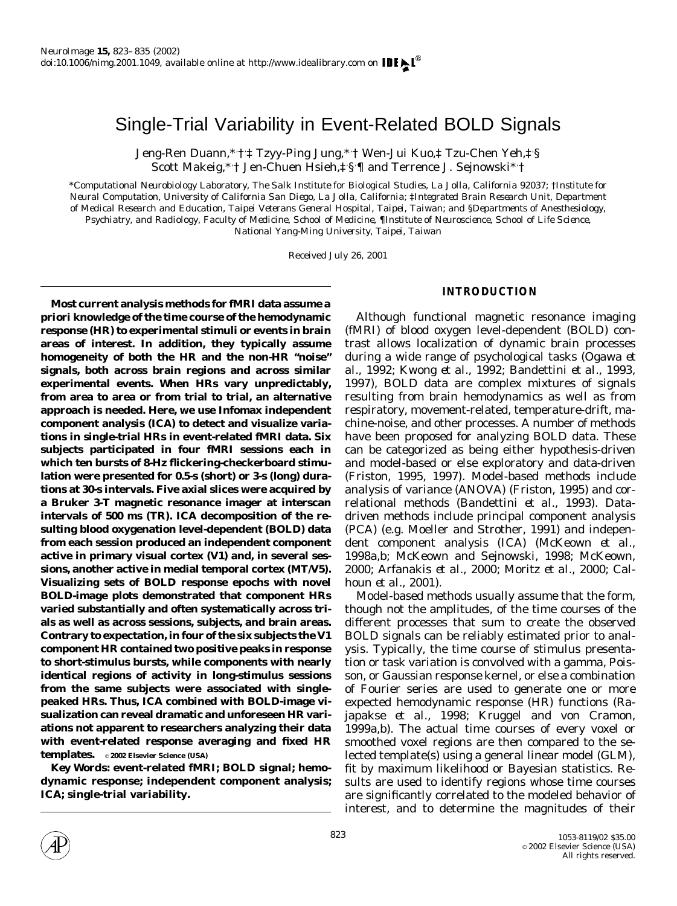# Single-Trial Variability in Event-Related BOLD Signals

Jeng-Ren Duann,*,†,‡ Tzyy-Ping Jung,*,† Wen-Jui Kuo,‡ Tzu-Chen Yeh,‡,§ Scott Makeig,*,† Jen-Chuen Hsieh,‡,§,¶ and Terrence J. Sejnowski*,†

*Computational Neurobiology Laboratory, The Salk Institute for Biological Studies, La Jolla, California 92037; †Institute for Neural Computation, University of California San Diego, La Jolla, California; ‡Integrated Brain Research Unit, Department of Medical Research and Education, Taipei Veterans General Hospital, Taipei, Taiwan; and §Departments of Anesthesiology, Psychiatry, and Radiology, Faculty of Medicine, School of Medicine, ¶Institute of Neuroscience, School of Life Science, National Yang-Ming University, Taipei, Taiwan

Received July 26, 2001

**Most current analysis methods for fMRI data assume a priori knowledge of the time course of the hemodynamic response (HR) to experimental stimuli or events in brain areas of interest. In addition, they typically assume homogeneity of both the HR and the non-HR "noise" signals, both across brain regions and across similar experimental events. When HRs vary unpredictably, from area to area or from trial to trial, an alternative approach is needed. Here, we use Infomax independent component analysis (ICA) to detect and visualize variations in single-trial HRs in event-related fMRI data. Six subjects participated in four fMRI sessions each in which ten bursts of 8-Hz flickering-checkerboard stimulation were presented for 0.5-s (short) or 3-s (long) durations at 30-s intervals. Five axial slices were acquired by a Bruker 3-T magnetic resonance imager at interscan intervals of 500 ms (TR). ICA decomposition of the resulting blood oxygenation level-dependent (BOLD) data from each session produced an independent component active in primary visual cortex (V1) and, in several sessions, another active in medial temporal cortex (MT/V5). Visualizing sets of BOLD response epochs with novel BOLD-image plots demonstrated that component HRs varied substantially and often systematically across trials as well as across sessions, subjects, and brain areas. Contrary to expectation, in four of the six subjects the V1 component HR contained two positive peaks in response to short-stimulus bursts, while components with nearly identical regions of activity in long-stimulus sessions from the same subjects were associated with single-peaked HRs. Thus, ICA combined with BOLD-image visualization can reveal dramatic and unforeseen HR variations not apparent to researchers analyzing their data with event-related response averaging and fixed HR templates.** © 2002 Elsevier Science (USA)

**Key Words: event-related fMRI; BOLD signal; hemodynamic response; independent component analysis; ICA; single-trial variability.**

## INTRODUCTION

Although functional magnetic resonance imaging (fMRI) of blood oxygen level-dependent (BOLD) contrast allows localization of dynamic brain processes during a wide range of psychological tasks (Ogawa *et al.*, 1992; Kwong *et al.*, 1992; Bandettini *et al.*, 1993, 1997), BOLD data are complex mixtures of signals resulting from brain hemodynamics as well as from respiratory, movement-related, temperature-drift, machine-noise, and other processes. A number of methods have been proposed for analyzing BOLD data. These can be categorized as being either hypothesis-driven and model-based or else exploratory and data-driven (Friston, 1995, 1997). Model-based methods include analysis of variance (ANOVA) (Friston, 1995) and correlational methods (Bandettini *et al.*, 1993). Data-driven methods include principal component analysis (PCA) (e.g. Moeller and Strother, 1991) and independent component analysis (ICA) (McKeown *et al.*, 1998a,b; McKeown and Sejnowski, 1998; McKeown, 2000; Arfanakis *et al.*, 2000; Moritz *et al.*, 2000; Calhoun *et al.*, 2001).

Model-based methods usually assume that the form, though not the amplitudes, of the time courses of the different processes that sum to create the observed BOLD signals can be reliably estimated prior to analysis. Typically, the time course of stimulus presentation or task variation is convolved with a gamma, Poisson, or Gaussian response kernel, or else a combination of Fourier series are used to generate one or more expected hemodynamic response (HR) functions (Rajapakse *et al.*, 1998; Kruggel and von Cramon, 1999a,b). The actual time courses of every voxel or smoothed voxel regions are then compared to the selected template(s) using a general linear model (GLM), fit by maximum likelihood or Bayesian statistics. Results are used to identify regions whose time courses are significantly correlated to the modeled behavior of interest, and to determine the magnitudes of their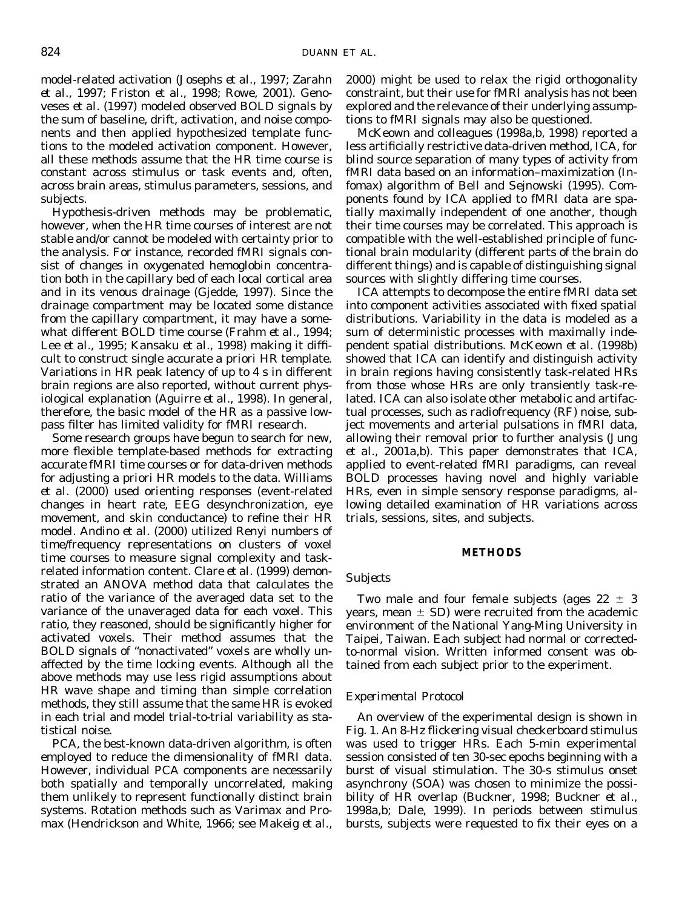model-related activation (Josephs *et al.*, 1997; Zarahn *et al.*, 1997; Friston *et al.*, 1998; Rowe, 2001). Genoveses *et al.* (1997) modeled observed BOLD signals by the sum of baseline, drift, activation, and noise components and then applied hypothesized template functions to the modeled activation component. However, all these methods assume that the HR time course is constant across stimulus or task events and, often, across brain areas, stimulus parameters, sessions, and subjects.

Hypothesis-driven methods may be problematic, however, when the HR time courses of interest are not stable and/or cannot be modeled with certainty prior to the analysis. For instance, recorded fMRI signals consist of changes in oxygenated hemoglobin concentration both in the capillary bed of each local cortical area and in its venous drainage (Gjedde, 1997). Since the drainage compartment may be located some distance from the capillary compartment, it may have a somewhat different BOLD time course (Frahm *et al.*, 1994; Lee *et al.*, 1995; Kansaku *et al.*, 1998) making it difficult to construct single accurate a priori HR template. Variations in HR peak latency of up to 4 s in different brain regions are also reported, without current physiological explanation (Aguirre *et al.*, 1998). In general, therefore, the basic model of the HR as a passive low-pass filter has limited validity for fMRI research.

Some research groups have begun to search for new, more flexible template-based methods for extracting accurate fMRI time courses or for data-driven methods for adjusting a priori HR models to the data. Williams *et al.* (2000) used orienting responses (event-related changes in heart rate, EEG desynchronization, eye movement, and skin conductance) to refine their HR model. Andino *et al.* (2000) utilized Renyi numbers of time/frequency representations on clusters of voxel time courses to measure signal complexity and task-related information content. Clare *et al.* (1999) demonstrated an ANOVA method data that calculates the ratio of the variance of the averaged data set to the variance of the unaveraged data for each voxel. This ratio, they reasoned, should be significantly higher for activated voxels. Their method assumes that the BOLD signals of "nonactivated" voxels are wholly unaffected by the time locking events. Although all the above methods may use less rigid assumptions about HR wave shape and timing than simple correlation methods, they still assume that the same HR is evoked in each trial and model trial-to-trial variability as statistical noise.

PCA, the best-known data-driven algorithm, is often employed to reduce the dimensionality of fMRI data. However, individual PCA components are necessarily both spatially and temporally uncorrelated, making them unlikely to represent functionally distinct brain systems. Rotation methods such as Varimax and Promax (Hendrickson and White, 1966; see Makeig *et al.*, 2000) might be used to relax the rigid orthogonality constraint, but their use for fMRI analysis has not been explored and the relevance of their underlying assumptions to fMRI signals may also be questioned.

McKeown and colleagues (1998a,b, 1998) reported a less artificially restrictive data-driven method, ICA, for blind source separation of many types of activity from fMRI data based on an information–maximization (Infomax) algorithm of Bell and Sejnowski (1995). Components found by ICA applied to fMRI data are spatially maximally independent of one another, though their time courses may be correlated. This approach is compatible with the well-established principle of functional brain modularity (different parts of the brain do different things) and is capable of distinguishing signal sources with slightly differing time courses.

ICA attempts to decompose the entire fMRI data set into component activities associated with fixed spatial distributions. Variability in the data is modeled as a sum of deterministic processes with maximally independent spatial distributions. McKeown *et al.* (1998b) showed that ICA can identify and distinguish activity in brain regions having consistently task-related HRs from those whose HRs are only transiently task-related. ICA can also isolate other metabolic and artifactual processes, such as radiofrequency (RF) noise, subject movements and arterial pulsations in fMRI data, allowing their removal prior to further analysis (Jung *et al.*, 2001a,b). This paper demonstrates that ICA, applied to event-related fMRI paradigms, can reveal BOLD processes having novel and highly variable HRs, even in simple sensory response paradigms, allowing detailed examination of HR variations across trials, sessions, sites, and subjects.

## METHODS

### *Subjects*

Two male and four female subjects (ages 22 ± 3 years, mean ± SD) were recruited from the academic environment of the National Yang-Ming University in Taipei, Taiwan. Each subject had normal or corrected-to-normal vision. Written informed consent was obtained from each subject prior to the experiment.

### *Experimental Protocol*

An overview of the experimental design is shown in Fig. 1. An 8-Hz flickering visual checkerboard stimulus was used to trigger HRs. Each 5-min experimental session consisted of ten 30-sec epochs beginning with a burst of visual stimulation. The 30-s stimulus onset asynchrony (SOA) was chosen to minimize the possibility of HR overlap (Buckner, 1998; Buckner *et al.*, 1998a,b; Dale, 1999). In periods between stimulus bursts, subjects were requested to fix their eyes on a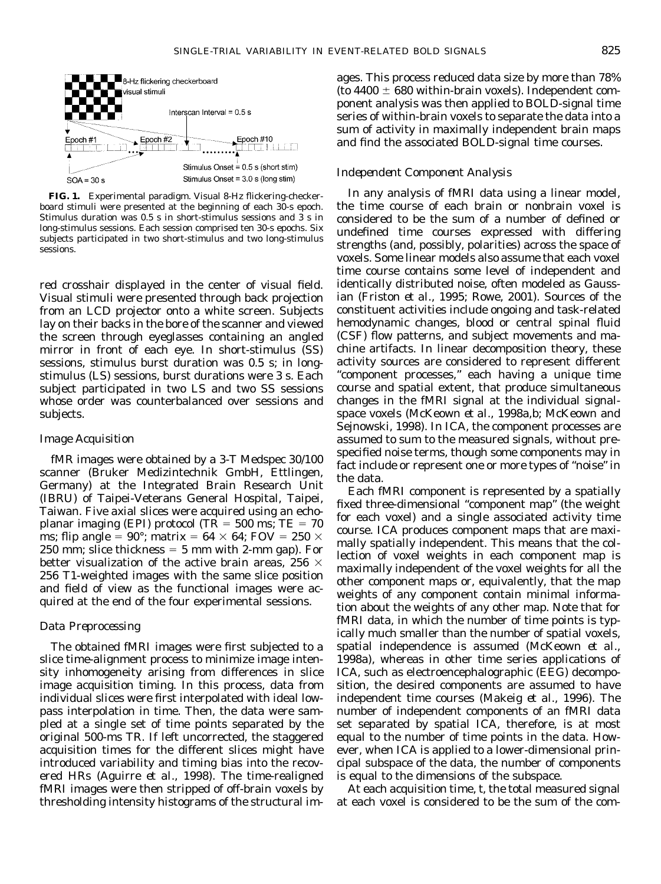**FIG. 1.** Experimental paradigm. Visual 8-Hz flickering-checkerboard stimuli were presented at the beginning of each 30-s epoch. Stimulus duration was 0.5 s in short-stimulus sessions and 3 s in long-stimulus sessions. Each session comprised ten 30-s epochs. Six subjects participated in two short-stimulus and two long-stimulus sessions.

red crosshair displayed in the center of visual field. Visual stimuli were presented through back projection from an LCD projector onto a white screen. Subjects lay on their backs in the bore of the scanner and viewed the screen through eyeglasses containing an angled mirror in front of each eye. In short-stimulus (SS) sessions, stimulus burst duration was 0.5 s; in long-stimulus (LS) sessions, burst durations were 3 s. Each subject participated in two LS and two SS sessions whose order was counterbalanced over sessions and subjects.

### Image Acquisition

fMR images were obtained by a 3-T Medspec 30/100 scanner (Bruker Medizintechnik GmbH, Ettlingen, Germany) at the Integrated Brain Research Unit (IBRU) of Taipei-Veterans General Hospital, Taipei, Taiwan. Five axial slices were acquired using an echo-planar imaging (EPI) protocol (TR = 500 ms; TE = 70 ms; flip angle = 90°; matrix = 64 × 64; FOV = 250 × 250 mm; slice thickness = 5 mm with 2-mm gap). For better visualization of the active brain areas, 256 × 256 T1-weighted images with the same slice position and field of view as the functional images were acquired at the end of the four experimental sessions.

### Data Preprocessing

The obtained fMRI images were first subjected to a slice time-alignment process to minimize image intensity inhomogeneity arising from differences in slice image acquisition timing. In this process, data from individual slices were first interpolated with ideal low-pass interpolation in time. Then, the data were sampled at a single set of time points separated by the original 500-ms TR. If left uncorrected, the staggered acquisition times for the different slices might have introduced variability and timing bias into the recovered HRs (Aguirre *et al.*, 1998). The time-realigned fMRI images were then stripped of off-brain voxels by thresholding intensity histograms of the structural images. This process reduced data size by more than 78% (to 4400 ± 680 within-brain voxels). Independent component analysis was then applied to BOLD-signal time series of within-brain voxels to separate the data into a sum of activity in maximally independent brain maps and find the associated BOLD-signal time courses.

### Independent Component Analysis

In any analysis of fMRI data using a linear model, the time course of each brain or nonbrain voxel is considered to be the sum of a number of defined or undefined time courses expressed with differing strengths (and, possibly, polarities) across the space of voxels. Some linear models also assume that each voxel time course contains some level of independent and identically distributed noise, often modeled as Gaussian (Friston *et al.*, 1995; Rowe, 2001). Sources of the constituent activities include ongoing and task-related hemodynamic changes, blood or central spinal fluid (CSF) flow patterns, and subject movements and machine artifacts. In linear decomposition theory, these activity sources are considered to represent different "component processes," each having a unique time course and spatial extent, that produce simultaneous changes in the fMRI signal at the individual signal-space voxels (McKeown *et al.*, 1998a,b; McKeown and Sejnowski, 1998). In ICA, the component processes are assumed to sum to the measured signals, without prespecified noise terms, though some components may in fact include or represent one or more types of "noise" in the data.

Each fMRI component is represented by a spatially fixed three-dimensional "component map" (the weight for each voxel) and a single associated activity time course. ICA produces component maps that are maximally spatially independent. This means that the collection of voxel weights in each component map is maximally independent of the voxel weights for all the other component maps or, equivalently, that the map weights of any component contain minimal information about the weights of any other map. Note that for fMRI data, in which the number of time points is typically much smaller than the number of spatial voxels, spatial independence is assumed (McKeown *et al.*, 1998a), whereas in other time series applications of ICA, such as electroencephalographic (EEG) decomposition, the desired components are assumed to have independent time courses (Makeig *et al.*, 1996). The number of independent components of an fMRI data set separated by spatial ICA, therefore, is at most equal to the number of time points in the data. However, when ICA is applied to a lower-dimensional principal subspace of the data, the number of components is equal to the dimensions of the subspace.

At each acquisition time, *t*, the total measured signal at each voxel is considered to be the sum of the com-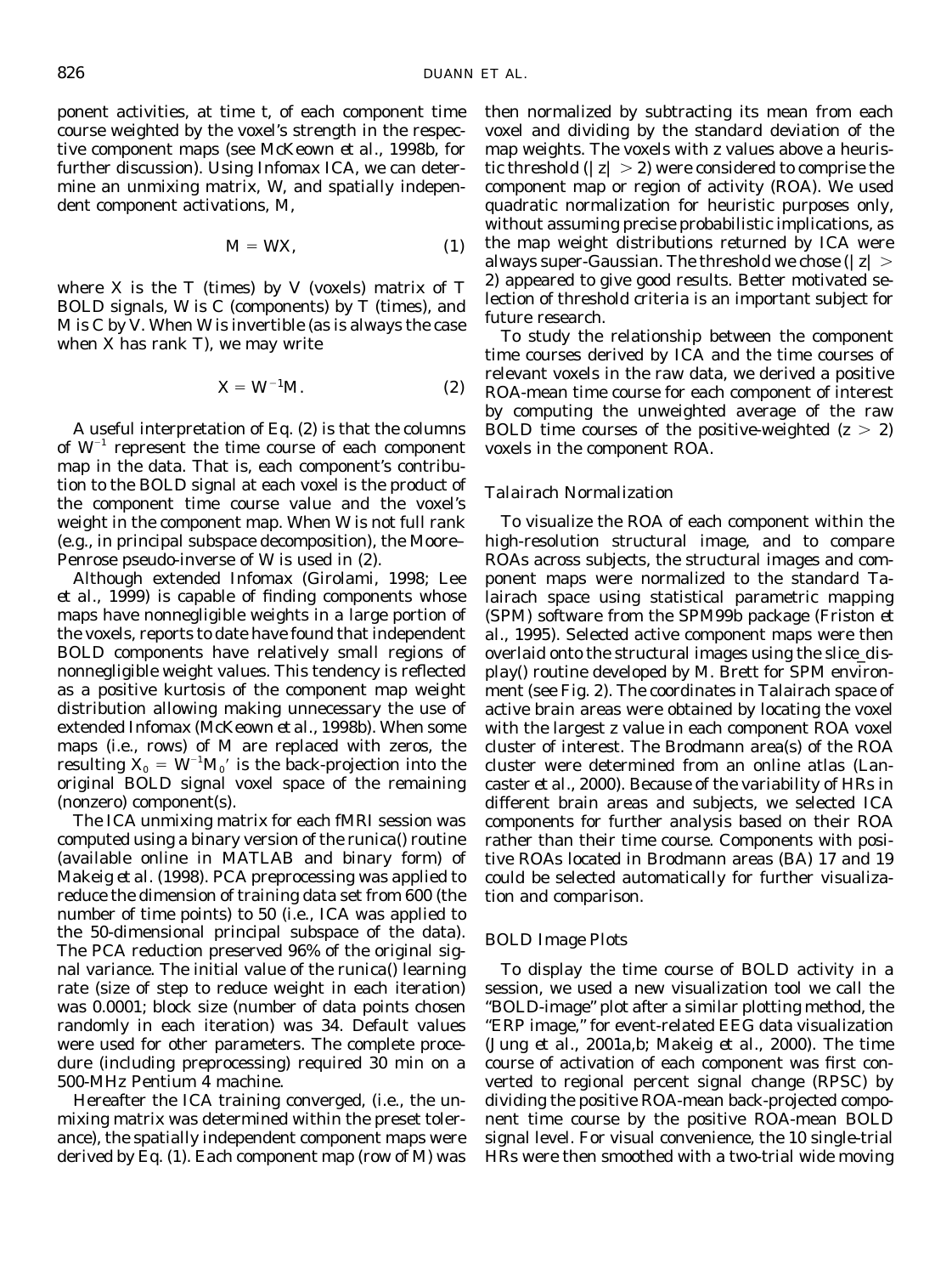ponent activities, at time t, of each component time course weighted by the voxel's strength in the respective component maps (see McKeown *et al.*, 1998b, for further discussion). Using Infomax ICA, we can determine an unmixing matrix, $W$, and spatially independent component activations, $M$,

$$M = WX, \tag{1}$$

where $X$ is the $T$ (times) by $V$ (voxels) matrix of $T$ BOLD signals, $W$ is $C$ (components) by $T$ (times), and $M$ is $C$ by $V$. When $W$ is invertible (as is always the case when $X$ has rank $T$), we may write

$$X = W^{-1}M. \tag{2}$$

A useful interpretation of Eq. (2) is that the columns of $W^{-1}$ represent the time course of each component map in the data. That is, each component's contribution to the BOLD signal at each voxel is the product of the component time course value and the voxel's weight in the component map. When $W$ is not full rank (e.g., in principal subspace decomposition), the Moore–Penrose pseudo-inverse of $W$ is used in (2).

Although extended Infomax (Girolami, 1998; Lee *et al.*, 1999) is capable of finding components whose maps have nonnegligible weights in a large portion of the voxels, reports to date have found that independent BOLD components have relatively small regions of nonnegligible weight values. This tendency is reflected as a positive kurtosis of the component map weight distribution allowing making unnecessary the use of extended Infomax (McKeown *et al.*, 1998b). When some maps (i.e., rows) of $M$ are replaced with zeros, the resulting $X_0 = W^{-1}M_0'$ is the back-projection into the original BOLD signal voxel space of the remaining (nonzero) component(s).

The ICA unmixing matrix for each fMRI session was computed using a binary version of the runica() routine (available online in MATLAB and binary form) of Makeig *et al.* (1998). PCA preprocessing was applied to reduce the dimension of training data set from 600 (the number of time points) to 50 (i.e., ICA was applied to the 50-dimensional principal subspace of the data). The PCA reduction preserved 96% of the original signal variance. The initial value of the runica() learning rate (size of step to reduce weight in each iteration) was 0.0001; block size (number of data points chosen randomly in each iteration) was 34. Default values were used for other parameters. The complete procedure (including preprocessing) required 30 min on a 500-MHz Pentium 4 machine.

Hereafter the ICA training converged, (i.e., the unmixing matrix was determined within the preset tolerance), the spatially independent component maps were derived by Eq. (1). Each component map (row of $M$) was then normalized by subtracting its mean from each voxel and dividing by the standard deviation of the map weights. The voxels with $z$ values above a heuristic threshold ($|z| > 2$) were considered to comprise the component map or region of activity (ROA). We used quadratic normalization for heuristic purposes only, without assuming precise probabilistic implications, as the map weight distributions returned by ICA were always super-Gaussian. The threshold we chose ($|z| > 2$) appeared to give good results. Better motivated selection of threshold criteria is an important subject for future research.

To study the relationship between the component time courses derived by ICA and the time courses of relevant voxels in the raw data, we derived a positive ROA-mean time course for each component of interest by computing the unweighted average of the raw BOLD time courses of the positive-weighted ($z > 2$) voxels in the component ROA.

### Talairach Normalization

To visualize the ROA of each component within the high-resolution structural image, and to compare ROAs across subjects, the structural images and component maps were normalized to the standard Talairach space using statistical parametric mapping (SPM) software from the SPM99b package (Friston *et al.*, 1995). Selected active component maps were then overlaid onto the structural images using the slice_display() routine developed by M. Brett for SPM environment (see Fig. 2). The coordinates in Talairach space of active brain areas were obtained by locating the voxel with the largest $z$ value in each component ROA voxel cluster of interest. The Brodmann area(s) of the ROA cluster were determined from an online atlas (Lancaster *et al.*, 2000). Because of the variability of HRs in different brain areas and subjects, we selected ICA components for further analysis based on their ROA rather than their time course. Components with positive ROAs located in Brodmann areas (BA) 17 and 19 could be selected automatically for further visualization and comparison.

### BOLD Image Plots

To display the time course of BOLD activity in a session, we used a new visualization tool we call the "BOLD-image" plot after a similar plotting method, the "ERP image," for event-related EEG data visualization (Jung *et al.*, 2001a,b; Makeig *et al.*, 2000). The time course of activation of each component was first converted to regional percent signal change (RPSC) by dividing the positive ROA-mean back-projected component time course by the positive ROA-mean BOLD signal level. For visual convenience, the 10 single-trial HRs were then smoothed with a two-trial wide moving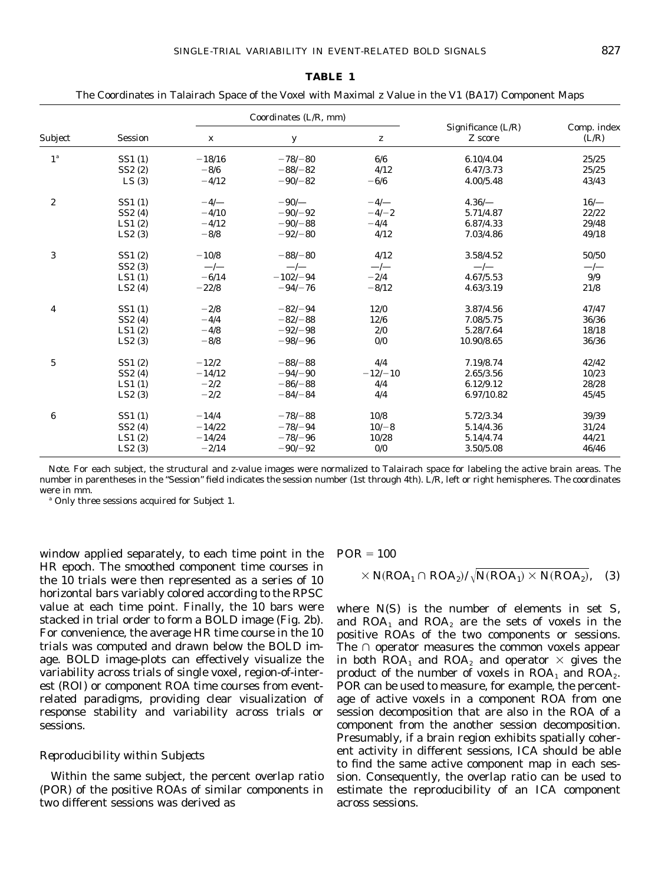**TABLE 1**

The Coordinates in Talairach Space of the Voxel with Maximal z Value in the V1 (BA17) Component Maps

| Subject | Session | Coordinates (L/R, mm) | | | Significance (L/R) | Comp. index |
|---|---|---|---|---|---|---|
| | | x | y | z | Z score | (L/R) |
| 1[a] | SS1 (1) | −18/16 | −78/−80 | 6/6 | 6.10/4.04 | 25/25 |
| | SS2 (2) | −8/6 | −88/−82 | 4/12 | 6.47/3.73 | 25/25 |
| | LS (3) | −4/12 | −90/−82 | −6/6 | 4.00/5.48 | 43/43 |
| 2 | SS1 (1) | −4/— | −90/— | −4/— | 4.36/— | 16/— |
| | SS2 (4) | −4/10 | −90/−92 | −4/−2 | 5.71/4.87 | 22/22 |
| | LS1 (2) | −4/12 | −90/−88 | −4/4 | 6.87/4.33 | 29/48 |
| | LS2 (3) | −8/8 | −92/−80 | 4/12 | 7.03/4.86 | 49/18 |
| 3 | SS1 (2) | −10/8 | −88/−80 | 4/12 | 3.58/4.52 | 50/50 |
| | SS2 (3) | —/— | —/— | —/— | —/— | —/— |
| | LS1 (1) | −6/14 | −102/−94 | −2/4 | 4.67/5.53 | 9/9 |
| | LS2 (4) | −22/8 | −94/−76 | −8/12 | 4.63/3.19 | 21/8 |
| 4 | SS1 (1) | −2/8 | −82/−94 | 12/0 | 3.87/4.56 | 47/47 |
| | SS2 (4) | −4/4 | −82/−88 | 12/6 | 7.08/5.75 | 36/36 |
| | LS1 (2) | −4/8 | −92/−98 | 2/0 | 5.28/7.64 | 18/18 |
| | LS2 (3) | −8/8 | −98/−96 | 0/0 | 10.90/8.65 | 36/36 |
| 5 | SS1 (2) | −12/2 | −88/−88 | 4/4 | 7.19/8.74 | 42/42 |
| | SS2 (4) | −14/12 | −94/−90 | −12/−10 | 2.65/3.56 | 10/23 |
| | LS1 (1) | −2/2 | −86/−88 | 4/4 | 6.12/9.12 | 28/28 |
| | LS2 (3) | −2/2 | −84/−84 | 4/4 | 6.97/10.82 | 45/45 |
| 6 | SS1 (1) | −14/4 | −78/−88 | 10/8 | 5.72/3.34 | 39/39 |
| | SS2 (4) | −14/22 | −78/−94 | 10/−8 | 5.14/4.36 | 31/24 |
| | LS1 (2) | −14/24 | −78/−96 | 10/28 | 5.14/4.74 | 44/21 |
| | LS2 (3) | −2/14 | −90/−92 | 0/0 | 3.50/5.08 | 46/46 |

*Note.* For each subject, the structural and z-value images were normalized to Talairach space for labeling the active brain areas. The number in parentheses in the "Session" field indicates the session number (1st through 4th). L/R, left or right hemispheres. The coordinates were in mm.

[a] Only three sessions acquired for Subject 1.

window applied separately, to each time point in the HR epoch. The smoothed component time courses in the 10 trials were then represented as a series of 10 horizontal bars variably colored according to the RPSC value at each time point. Finally, the 10 bars were stacked in trial order to form a BOLD image (Fig. 2b). For convenience, the average HR time course in the 10 trials was computed and drawn below the BOLD image. BOLD image-plots can effectively visualize the variability across trials of single voxel, region-of-interest (ROI) or component ROA time courses from event-related paradigms, providing clear visualization of response stability and variability across trials or sessions.

### *Reproducibility within Subjects*

Within the same subject, the percent overlap ratio (POR) of the positive ROAs of similar components in two different sessions was derived as

$$POR = 100 \times N(ROA_1 \cap ROA_2)/\sqrt{N(ROA_1) \times N(ROA_2)}, \quad (3)$$

where $N(S)$ is the number of elements in set $S$, and $ROA_1$ and $ROA_2$ are the sets of voxels in the positive ROAs of the two components or sessions. The $\cap$ operator measures the common voxels appear in both $ROA_1$ and $ROA_2$ and operator $\times$ gives the product of the number of voxels in $ROA_1$ and $ROA_2$. POR can be used to measure, for example, the percentage of active voxels in a component ROA from one session decomposition that are also in the ROA of a component from the another session decomposition. Presumably, if a brain region exhibits spatially coherent activity in different sessions, ICA should be able to find the same active component map in each session. Consequently, the overlap ratio can be used to estimate the reproducibility of an ICA component across sessions.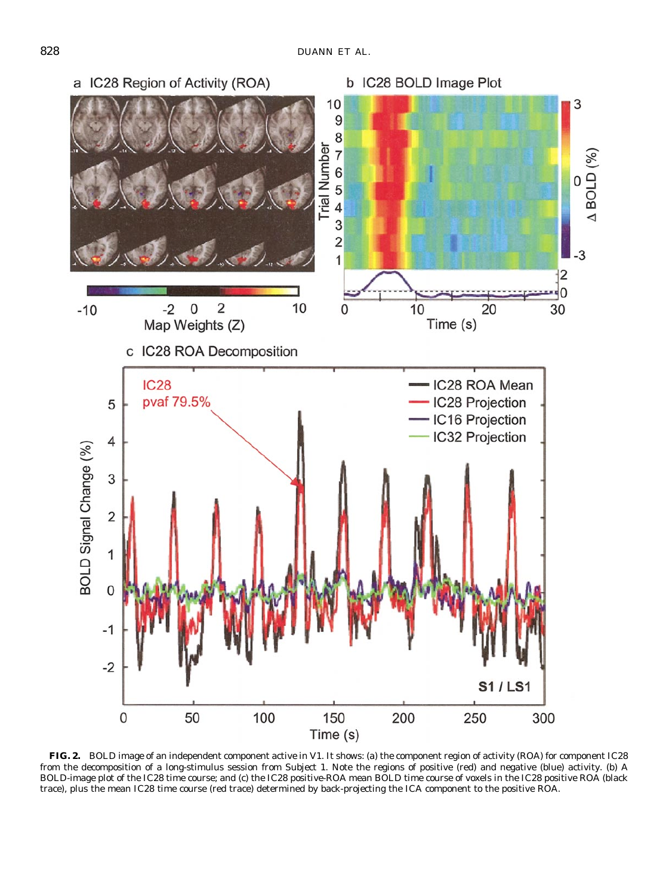**FIG. 2.** BOLD image of an independent component active in V1. It shows: (a) the component region of activity (ROA) for component IC28 from the decomposition of a long-stimulus session from Subject 1. Note the regions of positive (red) and negative (blue) activity. (b) A BOLD-image plot of the IC28 time course; and (c) the IC28 positive-ROA mean BOLD time course of voxels in the IC28 positive ROA (black trace), plus the mean IC28 time course (red trace) determined by back-projecting the ICA component to the positive ROA.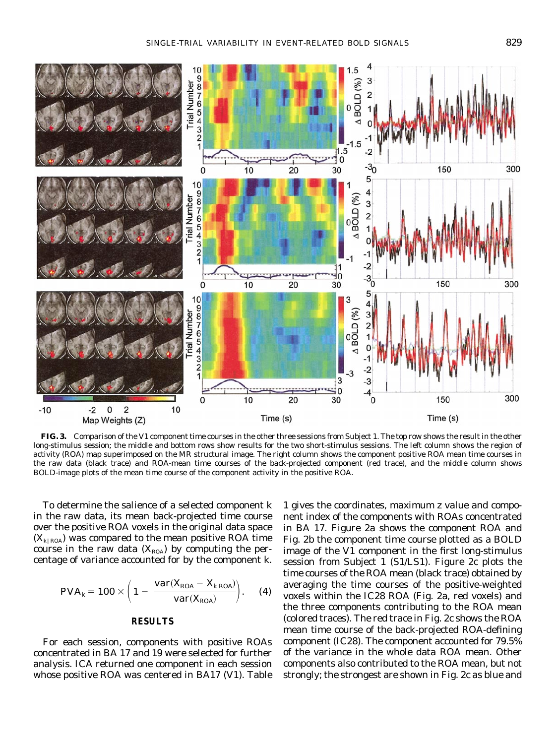**FIG. 3.** Comparison of the V1 component time courses in the other three sessions from Subject 1. The top row shows the result in the other long-stimulus session; the middle and bottom rows show results for the two short-stimulus sessions. The left column shows the region of activity (ROA) map superimposed on the MR structural image. The right column shows the component positive ROA mean time courses in the raw data (black trace) and ROA-mean time courses of the back-projected component (red trace), and the middle column shows BOLD-image plots of the mean time course of the component activity in the positive ROA.

To determine the salience of a selected component k in the raw data, its mean back-projected time course over the positive ROA voxels in the original data space ($X_{k|ROA}$) was compared to the mean positive ROA time course in the raw data ($X_{ROA}$) by computing the percentage of variance accounted for by the component k.

$$PVA_k = 100 \times \left(1 - \frac{\mathrm{var}(X_{ROA} - X_{k\,ROA})}{\mathrm{var}(X_{ROA})}\right). \quad (4)$$

## RESULTS

For each session, components with positive ROAs concentrated in BA 17 and 19 were selected for further analysis. ICA returned one component in each session whose positive ROA was centered in BA17 (V1). Table 1 gives the coordinates, maximum z value and component index of the components with ROAs concentrated in BA 17. Figure 2a shows the component ROA and Fig. 2b the component time course plotted as a BOLD image of the V1 component in the first long-stimulus session from Subject 1 (S1/LS1). Figure 2c plots the time courses of the ROA mean (black trace) obtained by averaging the time courses of the positive-weighted voxels within the IC28 ROA (Fig. 2a, red voxels) and the three components contributing to the ROA mean (colored traces). The red trace in Fig. 2c shows the ROA mean time course of the back-projected ROA-defining component (IC28). The component accounted for 79.5% of the variance in the whole data ROA mean. Other components also contributed to the ROA mean, but not strongly; the strongest are shown in Fig. 2c as blue and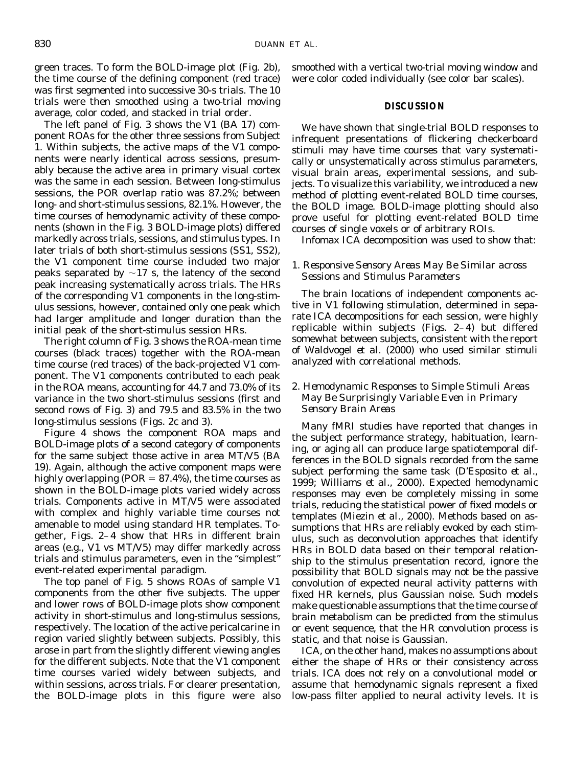green traces. To form the BOLD-image plot (Fig. 2b), the time course of the defining component (red trace) was first segmented into successive 30-s trials. The 10 trials were then smoothed using a two-trial moving average, color coded, and stacked in trial order.

The left panel of Fig. 3 shows the V1 (BA 17) component ROAs for the other three sessions from Subject 1. Within subjects, the active maps of the V1 components were nearly identical across sessions, presumably because the active area in primary visual cortex was the same in each session. Between long-stimulus sessions, the POR overlap ratio was 87.2%; between long- and short-stimulus sessions, 82.1%. However, the time courses of hemodynamic activity of these components (shown in the Fig. 3 BOLD-image plots) differed markedly across trials, sessions, and stimulus types. In later trials of both short-stimulus sessions (SS1, SS2), the V1 component time course included two major peaks separated by ~17 s, the latency of the second peak increasing systematically across trials. The HRs of the corresponding V1 components in the long-stimulus sessions, however, contained only one peak which had larger amplitude and longer duration than the initial peak of the short-stimulus session HRs.

The right column of Fig. 3 shows the ROA-mean time courses (black traces) together with the ROA-mean time course (red traces) of the back-projected V1 component. The V1 components contributed to each peak in the ROA means, accounting for 44.7 and 73.0% of its variance in the two short-stimulus sessions (first and second rows of Fig. 3) and 79.5 and 83.5% in the two long-stimulus sessions (Figs. 2c and 3).

Figure 4 shows the component ROA maps and BOLD-image plots of a second category of components for the same subject those active in area MT/V5 (BA 19). Again, although the active component maps were highly overlapping (POR = 87.4%), the time courses as shown in the BOLD-image plots varied widely across trials. Components active in MT/V5 were associated with complex and highly variable time courses not amenable to model using standard HR templates. Together, Figs. 2–4 show that HRs in different brain areas (e.g., V1 vs MT/V5) may differ markedly across trials and stimulus parameters, even in the "simplest" event-related experimental paradigm.

The top panel of Fig. 5 shows ROAs of sample V1 components from the other five subjects. The upper and lower rows of BOLD-image plots show component activity in short-stimulus and long-stimulus sessions, respectively. The location of the active pericalcarine in region varied slightly between subjects. Possibly, this arose in part from the slightly different viewing angles for the different subjects. Note that the V1 component time courses varied widely between subjects, and within sessions, across trials. For clearer presentation, the BOLD-image plots in this figure were also smoothed with a vertical two-trial moving window and were color coded individually (see color bar scales).

## DISCUSSION

We have shown that single-trial BOLD responses to infrequent presentations of flickering checkerboard stimuli may have time courses that vary systematically or unsystematically across stimulus parameters, visual brain areas, experimental sessions, and subjects. To visualize this variability, we introduced a new method of plotting event-related BOLD time courses, the BOLD image. BOLD-image plotting should also prove useful for plotting event-related BOLD time courses of single voxels or of arbitrary ROIs.

Infomax ICA decomposition was used to show that:

### 1. *Responsive Sensory Areas May Be Similar across Sessions and Stimulus Parameters*

The brain locations of independent components active in V1 following stimulation, determined in separate ICA decompositions for each session, were highly replicable within subjects (Figs. 2–4) but differed somewhat between subjects, consistent with the report of Waldvogel *et al.* (2000) who used similar stimuli analyzed with correlational methods.

### 2. *Hemodynamic Responses to Simple Stimuli Areas May Be Surprisingly Variable Even in Primary Sensory Brain Areas*

Many fMRI studies have reported that changes in the subject performance strategy, habituation, learning, or aging all can produce large spatiotemporal differences in the BOLD signals recorded from the same subject performing the same task (D'Esposito *et al.*, 1999; Williams *et al.*, 2000). Expected hemodynamic responses may even be completely missing in some trials, reducing the statistical power of fixed models or templates (Miezin *et al.*, 2000). Methods based on assumptions that HRs are reliably evoked by each stimulus, such as deconvolution approaches that identify HRs in BOLD data based on their temporal relationship to the stimulus presentation record, ignore the possibility that BOLD signals may not be the passive convolution of expected neural activity patterns with fixed HR kernels, plus Gaussian noise. Such models make questionable assumptions that the time course of brain metabolism can be predicted from the stimulus or event sequence, that the HR convolution process is static, and that noise is Gaussian.

ICA, on the other hand, makes no assumptions about either the shape of HRs or their consistency across trials. ICA does not rely on a convolutional model or assume that hemodynamic signals represent a fixed low-pass filter applied to neural activity levels. It is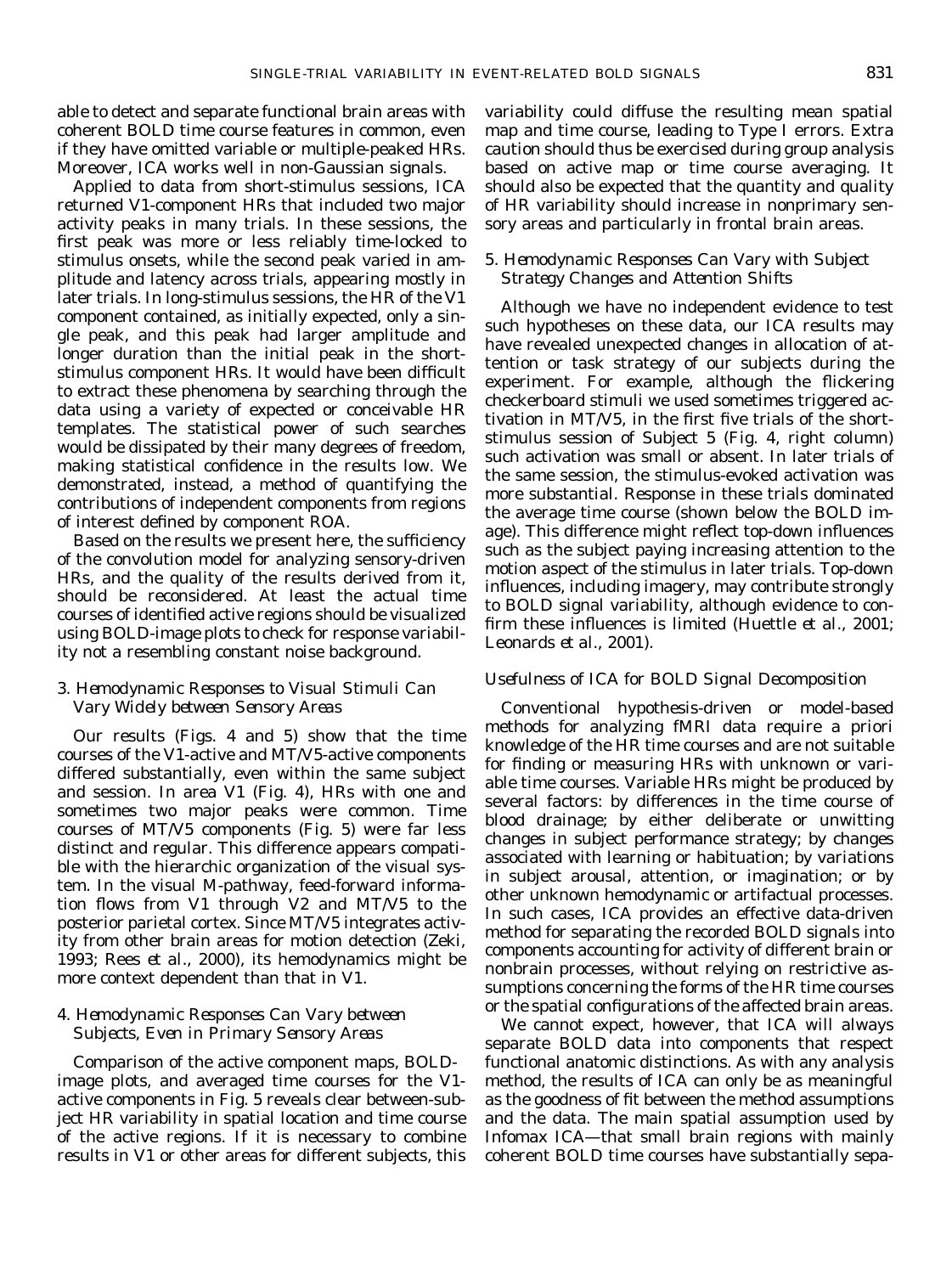able to detect and separate functional brain areas with coherent BOLD time course features in common, even if they have omitted variable or multiple-peaked HRs. Moreover, ICA works well in non-Gaussian signals.

Applied to data from short-stimulus sessions, ICA returned V1-component HRs that included two major activity peaks in many trials. In these sessions, the first peak was more or less reliably time-locked to stimulus onsets, while the second peak varied in amplitude and latency across trials, appearing mostly in later trials. In long-stimulus sessions, the HR of the V1 component contained, as initially expected, only a single peak, and this peak had larger amplitude and longer duration than the initial peak in the short-stimulus component HRs. It would have been difficult to extract these phenomena by searching through the data using a variety of expected or conceivable HR templates. The statistical power of such searches would be dissipated by their many degrees of freedom, making statistical confidence in the results low. We demonstrated, instead, a method of quantifying the contributions of independent components from regions of interest defined by component ROA.

Based on the results we present here, the sufficiency of the convolution model for analyzing sensory-driven HRs, and the quality of the results derived from it, should be reconsidered. At least the actual time courses of identified active regions should be visualized using BOLD-image plots to check for response variability not a resembling constant noise background.

### *3. Hemodynamic Responses to Visual Stimuli Can Vary Widely between Sensory Areas*

Our results (Figs. 4 and 5) show that the time courses of the V1-active and MT/V5-active components differed substantially, even within the same subject and session. In area V1 (Fig. 4), HRs with one and sometimes two major peaks were common. Time courses of MT/V5 components (Fig. 5) were far less distinct and regular. This difference appears compatible with the hierarchic organization of the visual system. In the visual M-pathway, feed-forward information flows from V1 through V2 and MT/V5 to the posterior parietal cortex. Since MT/V5 integrates activity from other brain areas for motion detection (Zeki, 1993; Rees *et al.*, 2000), its hemodynamics might be more context dependent than that in V1.

### *4. Hemodynamic Responses Can Vary between Subjects, Even in Primary Sensory Areas*

Comparison of the active component maps, BOLD-image plots, and averaged time courses for the V1-active components in Fig. 5 reveals clear between-subject HR variability in spatial location and time course of the active regions. If it is necessary to combine results in V1 or other areas for different subjects, this variability could diffuse the resulting mean spatial map and time course, leading to Type I errors. Extra caution should thus be exercised during group analysis based on active map or time course averaging. It should also be expected that the quantity and quality of HR variability should increase in nonprimary sensory areas and particularly in frontal brain areas.

### *5. Hemodynamic Responses Can Vary with Subject Strategy Changes and Attention Shifts*

Although we have no independent evidence to test such hypotheses on these data, our ICA results may have revealed unexpected changes in allocation of attention or task strategy of our subjects during the experiment. For example, although the flickering checkerboard stimuli we used sometimes triggered activation in MT/V5, in the first five trials of the short-stimulus session of Subject 5 (Fig. 4, right column) such activation was small or absent. In later trials of the same session, the stimulus-evoked activation was more substantial. Response in these trials dominated the average time course (shown below the BOLD image). This difference might reflect top-down influences such as the subject paying increasing attention to the motion aspect of the stimulus in later trials. Top-down influences, including imagery, may contribute strongly to BOLD signal variability, although evidence to confirm these influences is limited (Huettle *et al.*, 2001; Leonards *et al.*, 2001).

## *Usefulness of ICA for BOLD Signal Decomposition*

Conventional hypothesis-driven or model-based methods for analyzing fMRI data require a priori knowledge of the HR time courses and are not suitable for finding or measuring HRs with unknown or variable time courses. Variable HRs might be produced by several factors: by differences in the time course of blood drainage; by either deliberate or unwitting changes in subject performance strategy; by changes associated with learning or habituation; by variations in subject arousal, attention, or imagination; or by other unknown hemodynamic or artifactual processes. In such cases, ICA provides an effective data-driven method for separating the recorded BOLD signals into components accounting for activity of different brain or nonbrain processes, without relying on restrictive assumptions concerning the forms of the HR time courses or the spatial configurations of the affected brain areas.

We cannot expect, however, that ICA will always separate BOLD data into components that respect functional anatomic distinctions. As with any analysis method, the results of ICA can only be as meaningful as the goodness of fit between the method assumptions and the data. The main spatial assumption used by Infomax ICA—that small brain regions with mainly coherent BOLD time courses have substantially sepa-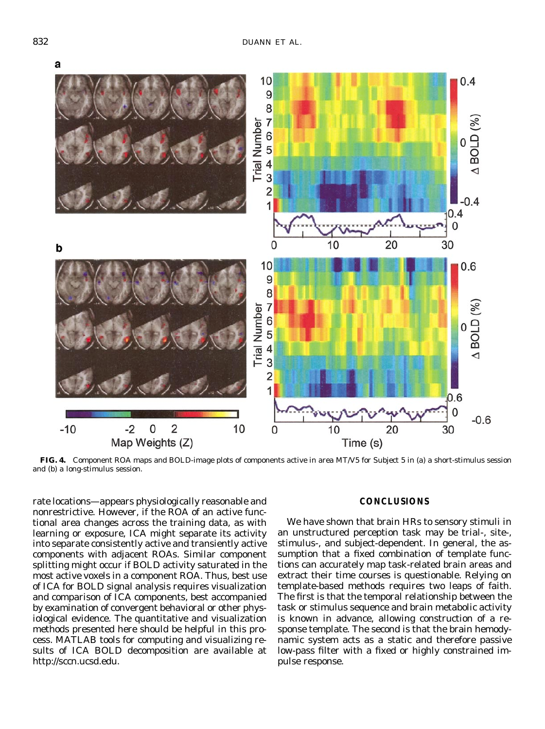**FIG. 4.** Component ROA maps and BOLD-image plots of components active in area MT/V5 for Subject 5 in (a) a short-stimulus session and (b) a long-stimulus session.

rate locations—appears physiologically reasonable and nonrestrictive. However, if the ROA of an active functional area changes across the training data, as with learning or exposure, ICA might separate its activity into separate consistently active and transiently active components with adjacent ROAs. Similar component splitting might occur if BOLD activity saturated in the most active voxels in a component ROA. Thus, best use of ICA for BOLD signal analysis requires visualization and comparison of ICA components, best accompanied by examination of convergent behavioral or other physiological evidence. The quantitative and visualization methods presented here should be helpful in this process. MATLAB tools for computing and visualizing results of ICA BOLD decomposition are available at http://sccn.ucsd.edu.

## CONCLUSIONS

We have shown that brain HRs to sensory stimuli in an unstructured perception task may be trial-, site-, stimulus-, and subject-dependent. In general, the assumption that a fixed combination of template functions can accurately map task-related brain areas and extract their time courses is questionable. Relying on template-based methods requires two leaps of faith. The first is that the temporal relationship between the task or stimulus sequence and brain metabolic activity is known in advance, allowing construction of a response template. The second is that the brain hemodynamic system acts as a static and therefore passive low-pass filter with a fixed or highly constrained impulse response.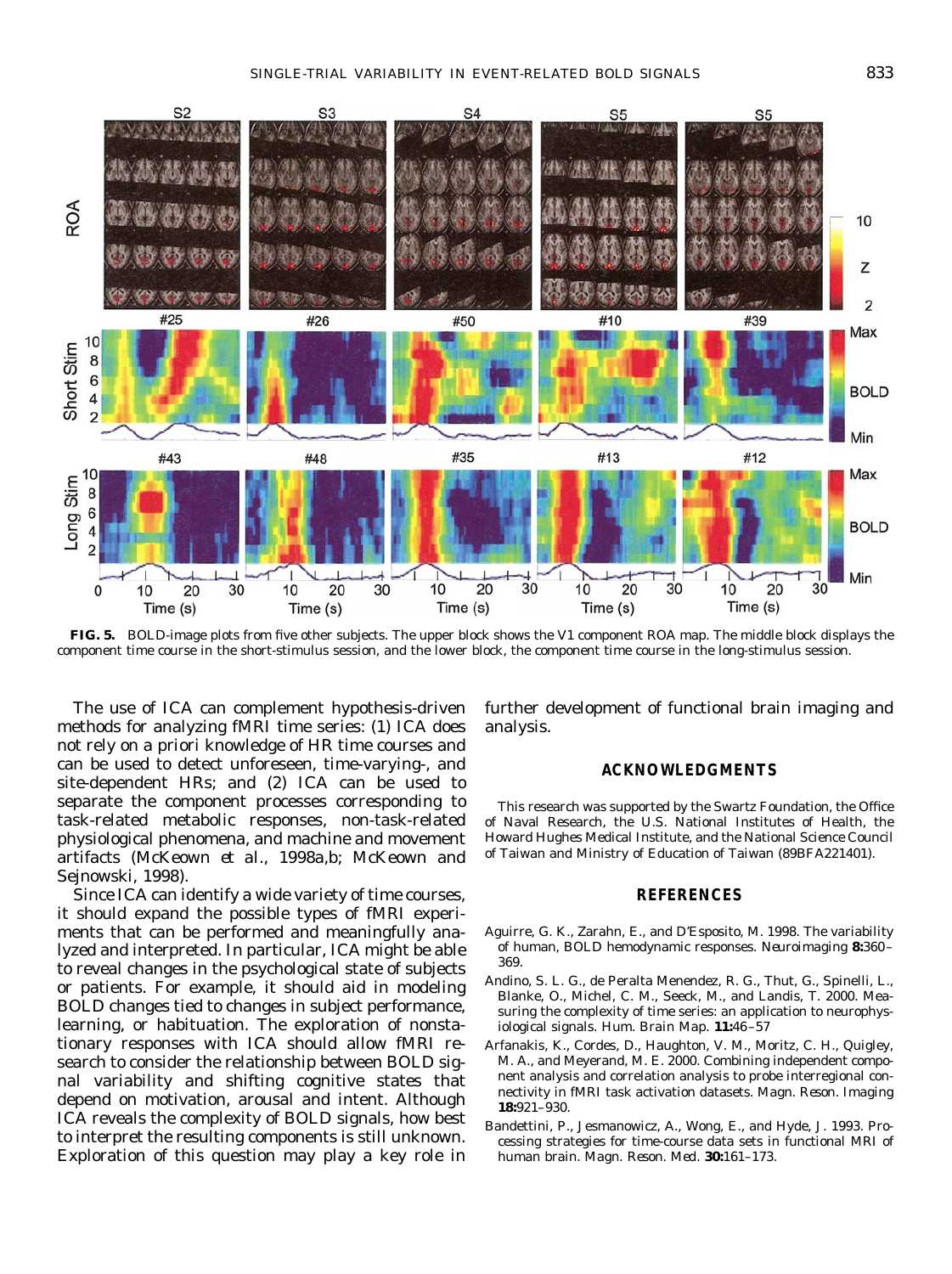**FIG. 5.** BOLD-image plots from five other subjects. The upper block shows the V1 component ROA map. The middle block displays the component time course in the short-stimulus session, and the lower block, the component time course in the long-stimulus session.

The use of ICA can complement hypothesis-driven methods for analyzing fMRI time series: (1) ICA does not rely on a priori knowledge of HR time courses and can be used to detect unforeseen, time-varying-, and site-dependent HRs; and (2) ICA can be used to separate the component processes corresponding to task-related metabolic responses, non-task-related physiological phenomena, and machine and movement artifacts (McKeown *et al.*, 1998a,b; McKeown and Sejnowski, 1998).

Since ICA can identify a wide variety of time courses, it should expand the possible types of fMRI experiments that can be performed and meaningfully analyzed and interpreted. In particular, ICA might be able to reveal changes in the psychological state of subjects or patients. For example, it should aid in modeling BOLD changes tied to changes in subject performance, learning, or habituation. The exploration of nonstationary responses with ICA should allow fMRI research to consider the relationship between BOLD signal variability and shifting cognitive states that depend on motivation, arousal and intent. Although ICA reveals the complexity of BOLD signals, how best to interpret the resulting components is still unknown. Exploration of this question may play a key role in further development of functional brain imaging and analysis.

## ACKNOWLEDGMENTS

This research was supported by the Swartz Foundation, the Office of Naval Research, the U.S. National Institutes of Health, the Howard Hughes Medical Institute, and the National Science Council of Taiwan and Ministry of Education of Taiwan (89BFA221401).

## REFERENCES

Aguirre, G. K., Zarahn, E., and D'Esposito, M. 1998. The variability of human, BOLD hemodynamic responses. *Neuroimaging* **8:**360–369.

Andino, S. L. G., de Peralta Menendez, R. G., Thut, G., Spinelli, L., Blanke, O., Michel, C. M., Seeck, M., and Landis, T. 2000. Measuring the complexity of time series: an application to neurophysiological signals. *Hum. Brain Map.* **11:**46–57

Arfanakis, K., Cordes, D., Haughton, V. M., Moritz, C. H., Quigley, M. A., and Meyerand, M. E. 2000. Combining independent component analysis and correlation analysis to probe interregional connectivity in fMRI task activation datasets. *Magn. Reson. Imaging* **18:**921–930.

Bandettini, P., Jesmanowicz, A., Wong, E., and Hyde, J. 1993. Processing strategies for time-course data sets in functional MRI of human brain. *Magn. Reson. Med.* **30:**161–173.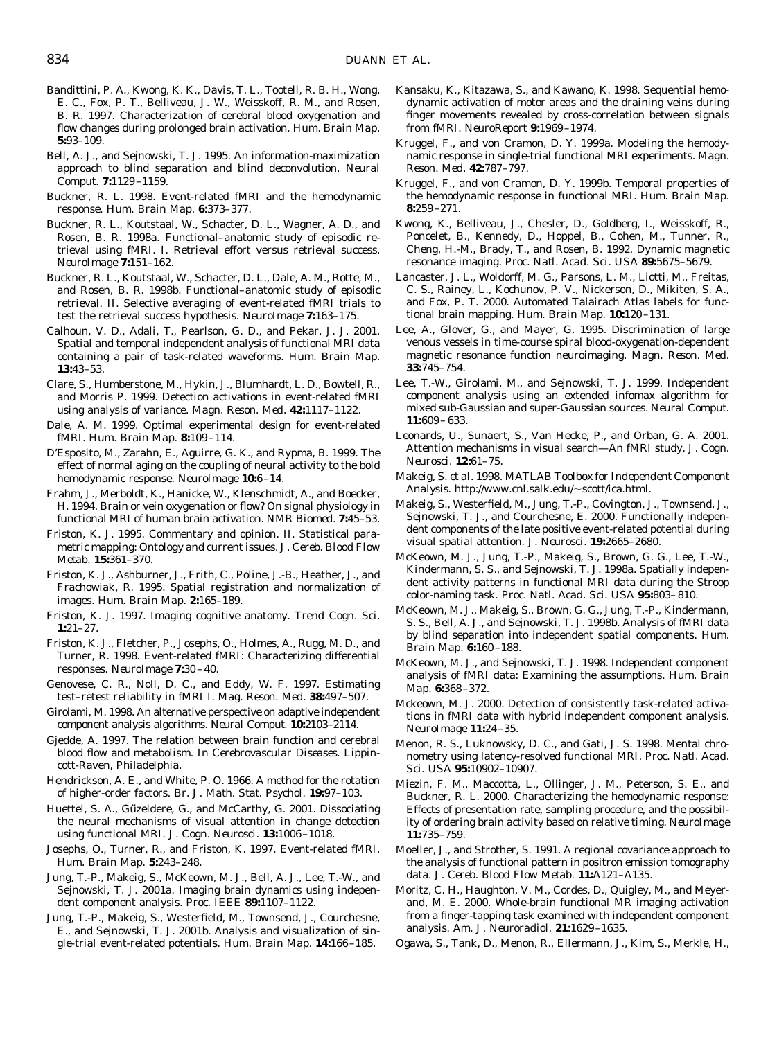Bandittini, P. A., Kwong, K. K., Davis, T. L., Tootell, R. B. H., Wong, E. C., Fox, P. T., Belliveau, J. W., Weisskoff, R. M., and Rosen, B. R. 1997. Characterization of cerebral blood oxygenation and flow changes during prolonged brain activation. *Hum. Brain Map.* **5:**93–109.

Bell, A. J., and Sejnowski, T. J. 1995. An information-maximization approach to blind separation and blind deconvolution. *Neural Comput.* **7:**1129–1159.

Buckner, R. L. 1998. Event-related fMRI and the hemodynamic response. *Hum. Brain Map.* **6:**373–377.

Buckner, R. L., Koutstaal, W., Schacter, D. L., Wagner, A. D., and Rosen, B. R. 1998a. Functional–anatomic study of episodic retrieval using fMRI. I. Retrieval effort versus retrieval success. *NeuroImage* **7:**151–162.

Buckner, R. L., Koutstaal, W., Schacter, D. L., Dale, A. M., Rotte, M., and Rosen, B. R. 1998b. Functional–anatomic study of episodic retrieval. II. Selective averaging of event-related fMRI trials to test the retrieval success hypothesis. *NeuroImage* **7:**163–175.

Calhoun, V. D., Adali, T., Pearlson, G. D., and Pekar, J. J. 2001. Spatial and temporal independent analysis of functional MRI data containing a pair of task-related waveforms. *Hum. Brain Map.* **13:**43–53.

Clare, S., Humberstone, M., Hykin, J., Blumhardt, L. D., Bowtell, R., and Morris P. 1999. Detection activations in event-related fMRI using analysis of variance. *Magn. Reson. Med.* **42:**1117–1122.

Dale, A. M. 1999. Optimal experimental design for event-related fMRI. *Hum. Brain Map.* **8:**109–114.

D'Esposito, M., Zarahn, E., Aguirre, G. K., and Rypma, B. 1999. The effect of normal aging on the coupling of neural activity to the bold hemodynamic response. *NeuroImage* **10:**6–14.

Frahm, J., Merboldt, K., Hanicke, W., Klenschmidt, A., and Boecker, H. 1994. Brain or vein oxygenation or flow? On signal physiology in functional MRI of human brain activation. *NMR Biomed.* **7:**45–53.

Friston, K. J. 1995. Commentary and opinion. II. Statistical parametric mapping: Ontology and current issues. *J. Cereb. Blood Flow Metab.* **15:**361–370.

Friston, K. J., Ashburner, J., Frith, C., Poline, J.-B., Heather, J., and Frachowiak, R. 1995. Spatial registration and normalization of images. *Hum. Brain Map.* **2:**165–189.

Friston, K. J. 1997. Imaging cognitive anatomy. *Trend Cogn. Sci.* **1:**21–27.

Friston, K. J., Fletcher, P., Josephs, O., Holmes, A., Rugg, M. D., and Turner, R. 1998. Event-related fMRI: Characterizing differential responses. *NeuroImage* **7:**30–40.

Genovese, C. R., Noll, D. C., and Eddy, W. F. 1997. Estimating test–retest reliability in fMRI I. *Mag. Reson. Med.* **38:**497–507.

Girolami, M. 1998. An alternative perspective on adaptive independent component analysis algorithms. *Neural Comput.* **10:**2103–2114.

Gjedde, A. 1997. The relation between brain function and cerebral blood flow and metabolism. In *Cerebrovascular Diseases*. Lippincott-Raven, Philadelphia.

Hendrickson, A. E., and White, P. O. 1966. A method for the rotation of higher-order factors. *Br. J. Math. Stat. Psychol.* **19:**97–103.

Huettel, S. A., Güzeldere, G., and McCarthy, G. 2001. Dissociating the neural mechanisms of visual attention in change detection using functional MRI. *J. Cogn. Neurosci.* **13:**1006–1018.

Josephs, O., Turner, R., and Friston, K. 1997. Event-related fMRI. *Hum. Brain Map.* **5:**243–248.

Jung, T.-P., Makeig, S., McKeown, M. J., Bell, A. J., Lee, T.-W., and Sejnowski, T. J. 2001a. Imaging brain dynamics using independent component analysis. *Proc. IEEE* **89:**1107–1122.

Jung, T.-P., Makeig, S., Westerfield, M., Townsend, J., Courchesne, E., and Sejnowski, T. J. 2001b. Analysis and visualization of single-trial event-related potentials. *Hum. Brain Map.* **14:**166–185.

Kansaku, K., Kitazawa, S., and Kawano, K. 1998. Sequential hemodynamic activation of motor areas and the draining veins during finger movements revealed by cross-correlation between signals from fMRI. *NeuroReport* **9:**1969–1974.

Kruggel, F., and von Cramon, D. Y. 1999a. Modeling the hemodynamic response in single-trial functional MRI experiments. *Magn. Reson. Med.* **42:**787–797.

Kruggel, F., and von Cramon, D. Y. 1999b. Temporal properties of the hemodynamic response in functional MRI. *Hum. Brain Map.* **8:**259–271.

Kwong, K., Belliveau, J., Chesler, D., Goldberg, I., Weisskoff, R., Poncelet, B., Kennedy, D., Hoppel, B., Cohen, M., Tunner, R., Cheng, H.-M., Brady, T., and Rosen, B. 1992. Dynamic magnetic resonance imaging. *Proc. Natl. Acad. Sci. USA* **89:**5675–5679.

Lancaster, J. L., Woldorff, M. G., Parsons, L. M., Liotti, M., Freitas, C. S., Rainey, L., Kochunov, P. V., Nickerson, D., Mikiten, S. A., and Fox, P. T. 2000. Automated Talairach Atlas labels for functional brain mapping. *Hum. Brain Map.* **10:**120–131.

Lee, A., Glover, G., and Mayer, G. 1995. Discrimination of large venous vessels in time-course spiral blood-oxygenation-dependent magnetic resonance function neuroimaging. *Magn. Reson. Med.* **33:**745–754.

Lee, T.-W., Girolami, M., and Sejnowski, T. J. 1999. Independent component analysis using an extended infomax algorithm for mixed sub-Gaussian and super-Gaussian sources. *Neural Comput.* **11:**609–633.

Leonards, U., Sunaert, S., Van Hecke, P., and Orban, G. A. 2001. Attention mechanisms in visual search—An fMRI study. *J. Cogn. Neurosci.* **12:**61–75.

Makeig, S. *et al.* 1998. *MATLAB Toolbox for Independent Component Analysis.* http://www.cnl.salk.edu/~scott/ica.html.

Makeig, S., Westerfield, M., Jung, T.-P., Covington, J., Townsend, J., Sejnowski, T. J., and Courchesne, E. 2000. Functionally independent components of the late positive event-related potential during visual spatial attention. *J. Neurosci.* **19:**2665–2680.

McKeown, M. J., Jung, T.-P., Makeig, S., Brown, G. G., Lee, T.-W., Kindermann, S. S., and Sejnowski, T. J. 1998a. Spatially independent activity patterns in functional MRI data during the Stroop color-naming task. *Proc. Natl. Acad. Sci. USA* **95:**803–810.

McKeown, M. J., Makeig, S., Brown, G. G., Jung, T.-P., Kindermann, S. S., Bell, A. J., and Sejnowski, T. J. 1998b. Analysis of fMRI data by blind separation into independent spatial components. *Hum. Brain Map.* **6:**160–188.

McKeown, M. J., and Sejnowski, T. J. 1998. Independent component analysis of fMRI data: Examining the assumptions. *Hum. Brain Map.* **6:**368–372.

Mckeown, M. J. 2000. Detection of consistently task-related activations in fMRI data with hybrid independent component analysis. *NeuroImage* **11:**24–35.

Menon, R. S., Luknowsky, D. C., and Gati, J. S. 1998. Mental chronometry using latency-resolved functional MRI. *Proc. Natl. Acad. Sci. USA* **95:**10902–10907.

Miezin, F. M., Maccotta, L., Ollinger, J. M., Peterson, S. E., and Buckner, R. L. 2000. Characterizing the hemodynamic response: Effects of presentation rate, sampling procedure, and the possibility of ordering brain activity based on relative timing. *NeuroImage* **11:**735–759.

Moeller, J., and Strother, S. 1991. A regional covariance approach to the analysis of functional pattern in positron emission tomography data. *J. Cereb. Blood Flow Metab.* **11:**A121–A135.

Moritz, C. H., Haughton, V. M., Cordes, D., Quigley, M., and Meyerand, M. E. 2000. Whole-brain functional MR imaging activation from a finger-tapping task examined with independent component analysis. *Am. J. Neuroradiol.* **21:**1629–1635.

Ogawa, S., Tank, D., Menon, R., Ellermann, J., Kim, S., Merkle, H.,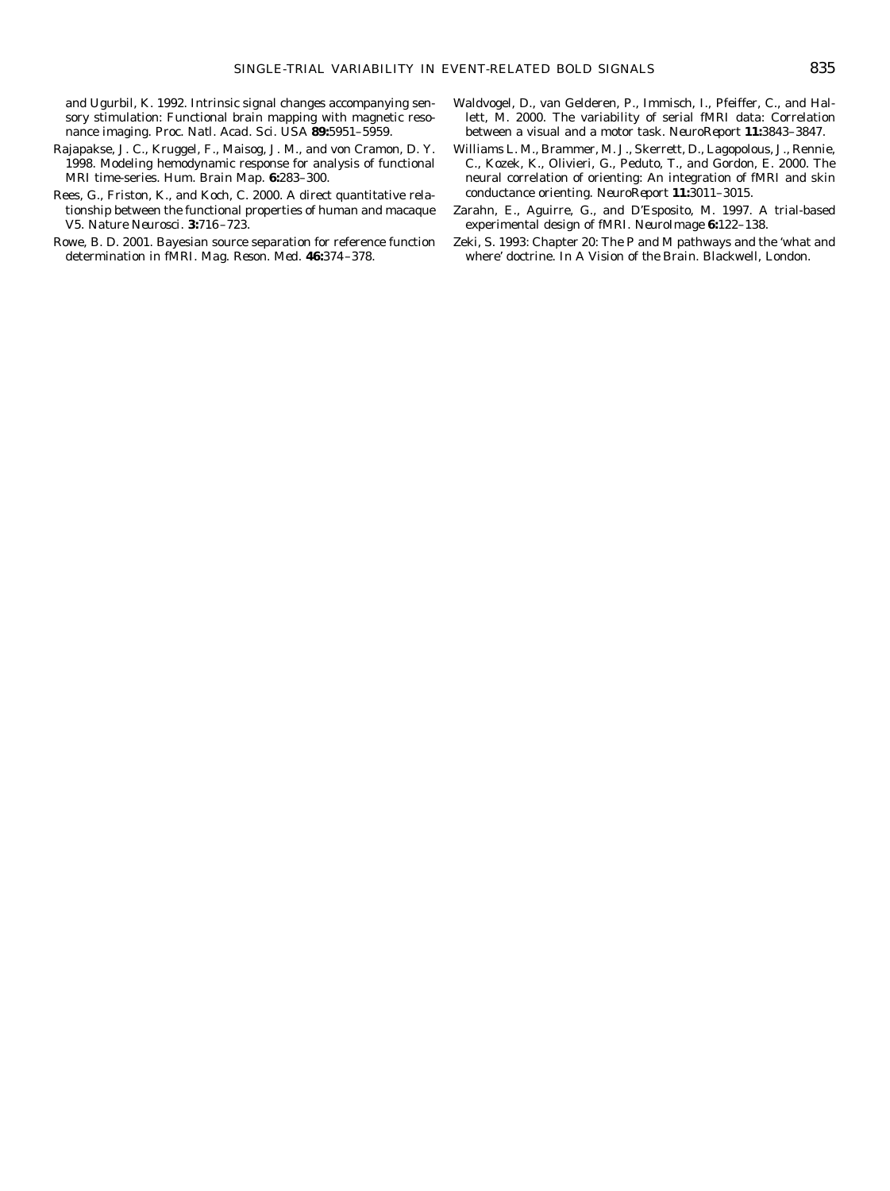and Ugurbil, K. 1992. Intrinsic signal changes accompanying sensory stimulation: Functional brain mapping with magnetic resonance imaging. *Proc. Natl. Acad. Sci. USA* **89:**5951–5959.

Rajapakse, J. C., Kruggel, F., Maisog, J. M., and von Cramon, D. Y. 1998. Modeling hemodynamic response for analysis of functional MRI time-series. *Hum. Brain Map.* **6:**283–300.

Rees, G., Friston, K., and Koch, C. 2000. A direct quantitative relationship between the functional properties of human and macaque V5. *Nature Neurosci.* **3:**716–723.

Rowe, B. D. 2001. Bayesian source separation for reference function determination in fMRI. *Mag. Reson. Med.* **46:**374–378.

Waldvogel, D., van Gelderen, P., Immisch, I., Pfeiffer, C., and Hallett, M. 2000. The variability of serial fMRI data: Correlation between a visual and a motor task. *NeuroReport* **11:**3843–3847.

Williams L. M., Brammer, M. J., Skerrett, D., Lagopolous, J., Rennie, C., Kozek, K., Olivieri, G., Peduto, T., and Gordon, E. 2000. The neural correlation of orienting: An integration of fMRI and skin conductance orienting. *NeuroReport* **11:**3011–3015.

Zarahn, E., Aguirre, G., and D'Esposito, M. 1997. A trial-based experimental design of fMRI. *NeuroImage* **6:**122–138.

Zeki, S. 1993: Chapter 20: The P and M pathways and the 'what and where' doctrine. In *A Vision of the Brain.* Blackwell, London.